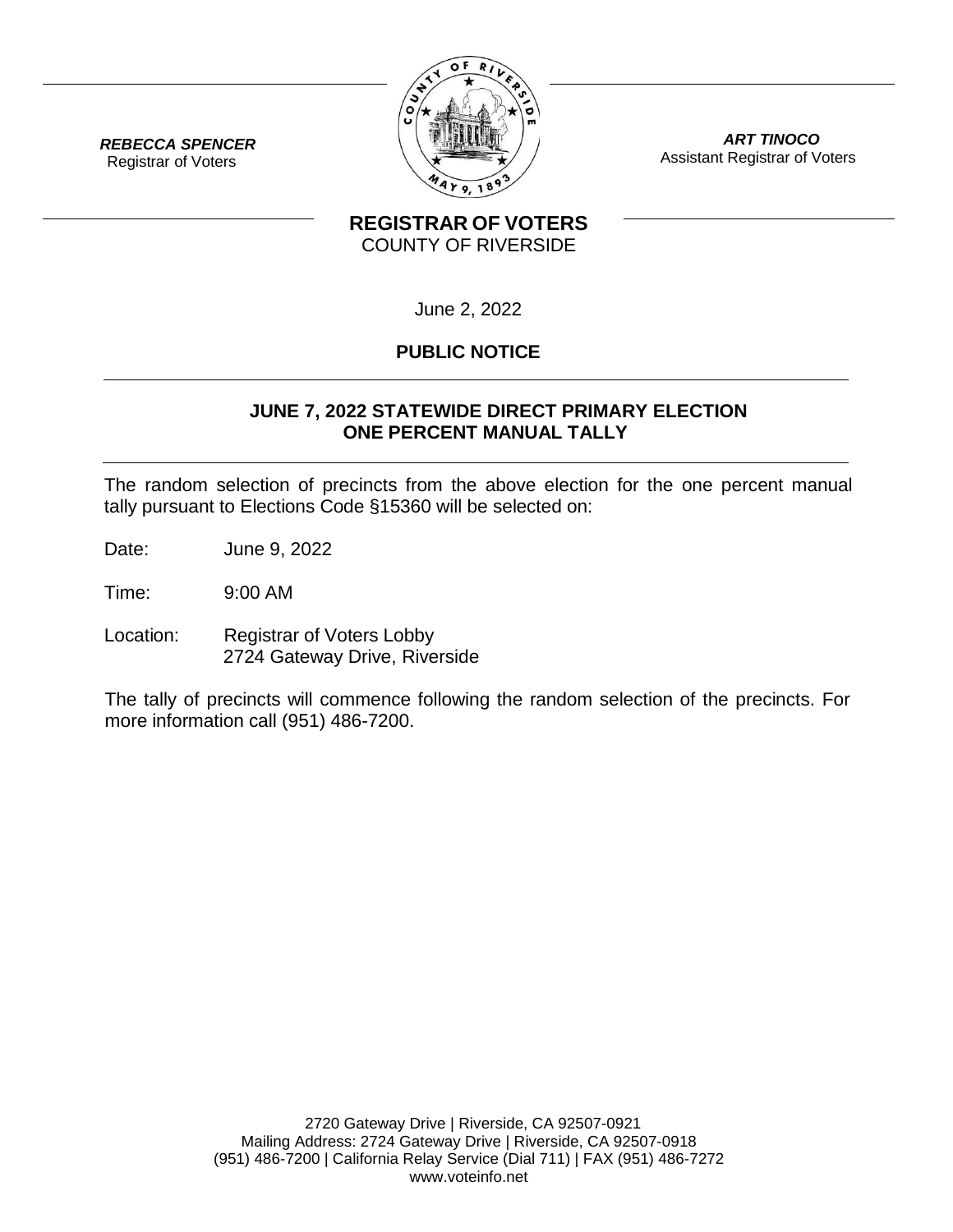***REBECCA SPENCER***
Registrar of Voters

***ART TINOCO***
Assistant Registrar of Voters

**REGISTRAR OF VOTERS**
COUNTY OF RIVERSIDE

June 2, 2022

## PUBLIC NOTICE

### JUNE 7, 2022 STATEWIDE DIRECT PRIMARY ELECTION
### ONE PERCENT MANUAL TALLY

The random selection of precincts from the above election for the one percent manual tally pursuant to Elections Code §15360 will be selected on:

Date: June 9, 2022

Time: 9:00 AM

Location: Registrar of Voters Lobby
2724 Gateway Drive, Riverside

The tally of precincts will commence following the random selection of the precincts. For more information call (951) 486-7200.

2720 Gateway Drive | Riverside, CA 92507-0921
Mailing Address: 2724 Gateway Drive | Riverside, CA 92507-0918
(951) 486-7200 | California Relay Service (Dial 711) | FAX (951) 486-7272
www.voteinfo.net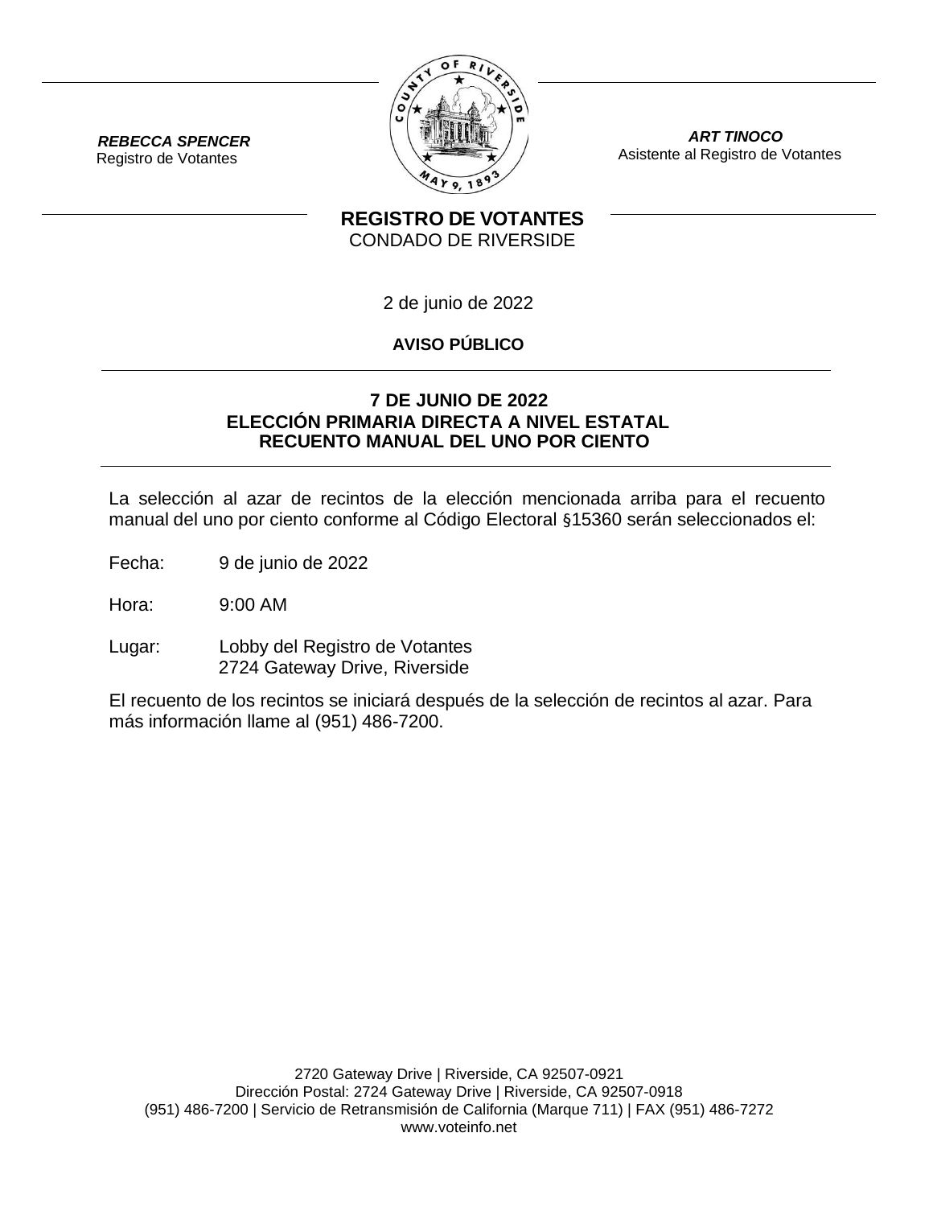***REBECCA SPENCER***
Registro de Votantes

***ART TINOCO***
Asistente al Registro de Votantes

**REGISTRO DE VOTANTES**
CONDADO DE RIVERSIDE

2 de junio de 2022

**AVISO PÚBLICO**

---

**7 DE JUNIO DE 2022**
**ELECCIÓN PRIMARIA DIRECTA A NIVEL ESTATAL**
**RECUENTO MANUAL DEL UNO POR CIENTO**

---

La selección al azar de recintos de la elección mencionada arriba para el recuento manual del uno por ciento conforme al Código Electoral §15360 serán seleccionados el:

Fecha: 9 de junio de 2022

Hora: 9:00 AM

Lugar: Lobby del Registro de Votantes
2724 Gateway Drive, Riverside

El recuento de los recintos se iniciará después de la selección de recintos al azar. Para más información llame al (951) 486-7200.

2720 Gateway Drive | Riverside, CA 92507-0921
Dirección Postal: 2724 Gateway Drive | Riverside, CA 92507-0918
(951) 486-7200 | Servicio de Retransmisión de California (Marque 711) | FAX (951) 486-7272
www.voteinfo.net